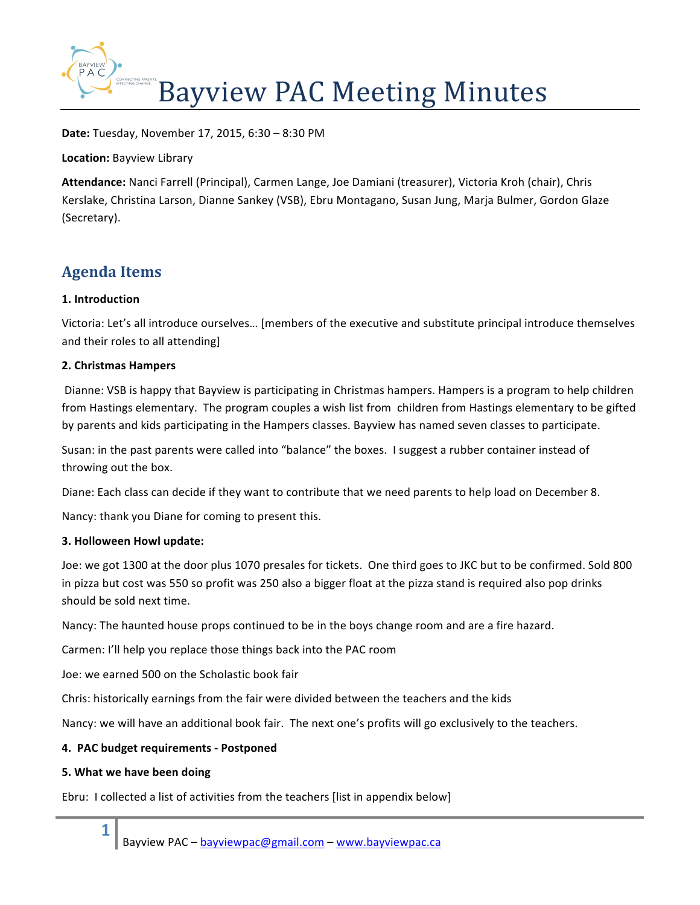# Bayview PAC Meeting Minutes

**Date:** Tuesday, November 17, 2015, 6:30 – 8:30 PM

**Location:** Bayview Library

**Attendance:** Nanci Farrell (Principal), Carmen Lange, Joe Damiani (treasurer), Victoria Kroh (chair), Chris Kerslake, Christina Larson, Dianne Sankey (VSB), Ebru Montagano, Susan Jung, Marja Bulmer, Gordon Glaze (Secretary).

## Agenda Items

**1. Introduction**

Victoria: Let's all introduce ourselves… [members of the executive and substitute principal introduce themselves and their roles to all attending]

**2. Christmas Hampers**

Dianne: VSB is happy that Bayview is participating in Christmas hampers. Hampers is a program to help children from Hastings elementary. The program couples a wish list from children from Hastings elementary to be gifted by parents and kids participating in the Hampers classes. Bayview has named seven classes to participate.

Susan: in the past parents were called into "balance" the boxes. I suggest a rubber container instead of throwing out the box.

Diane: Each class can decide if they want to contribute that we need parents to help load on December 8.

Nancy: thank you Diane for coming to present this.

**3. Holloween Howl update:**

Joe: we got 1300 at the door plus 1070 presales for tickets. One third goes to JKC but to be confirmed. Sold 800 in pizza but cost was 550 so profit was 250 also a bigger float at the pizza stand is required also pop drinks should be sold next time.

Nancy: The haunted house props continued to be in the boys change room and are a fire hazard.

Carmen: I'll help you replace those things back into the PAC room

Joe: we earned 500 on the Scholastic book fair

Chris: historically earnings from the fair were divided between the teachers and the kids

Nancy: we will have an additional book fair. The next one's profits will go exclusively to the teachers.

**4. PAC budget requirements - Postponed**

**5. What we have been doing**

Ebru: I collected a list of activities from the teachers [list in appendix below]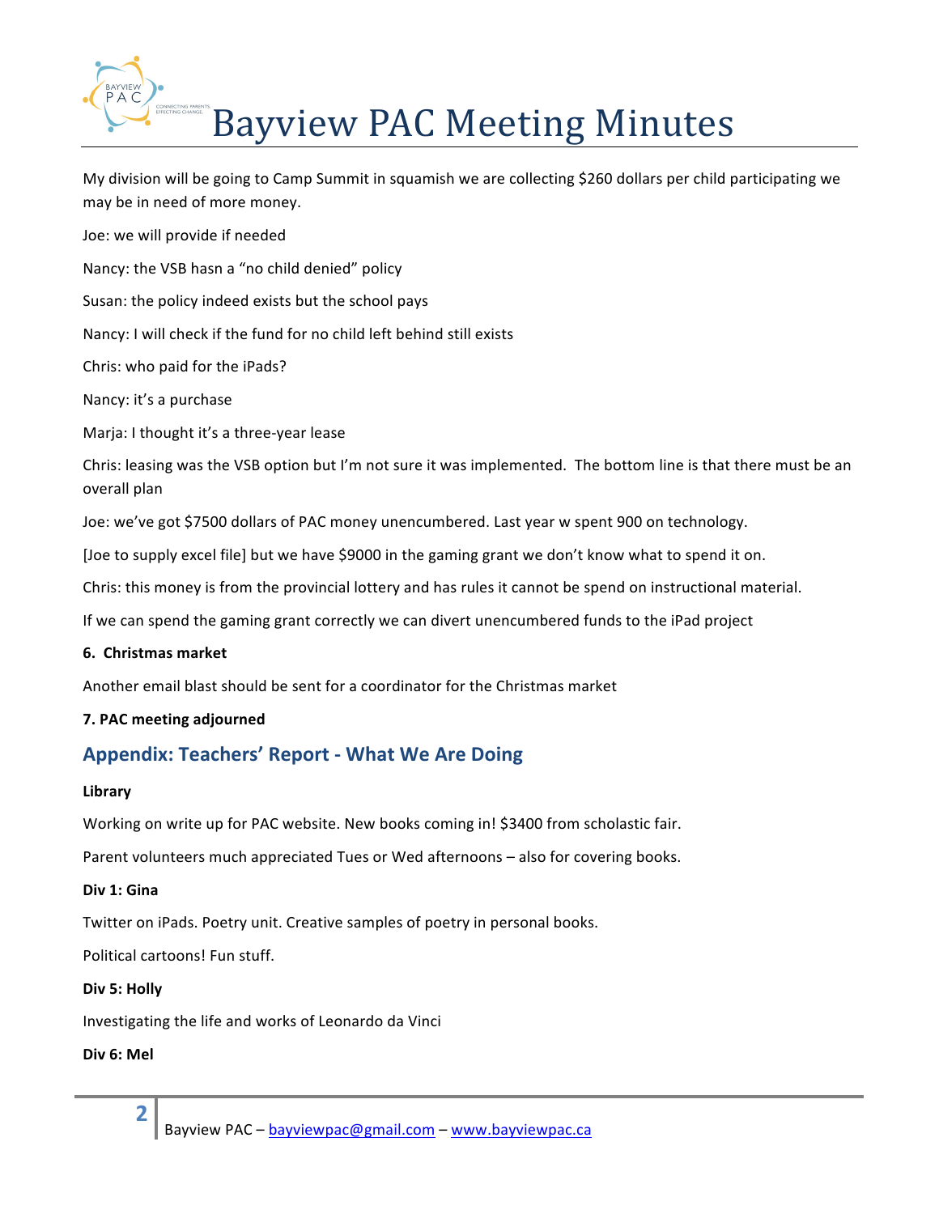My division will be going to Camp Summit in squamish we are collecting $260 dollars per child participating we may be in need of more money.

Joe: we will provide if needed

Nancy: the VSB hasn a “no child denied” policy

Susan: the policy indeed exists but the school pays

Nancy: I will check if the fund for no child left behind still exists

Chris: who paid for the iPads?

Nancy: it’s a purchase

Marja: I thought it’s a three-year lease

Chris: leasing was the VSB option but I’m not sure it was implemented. The bottom line is that there must be an overall plan

Joe: we’ve got $7500 dollars of PAC money unencumbered. Last year w spent 900 on technology.

[Joe to supply excel file] but we have $9000 in the gaming grant we don’t know what to spend it on.

Chris: this money is from the provincial lottery and has rules it cannot be spend on instructional material.

If we can spend the gaming grant correctly we can divert unencumbered funds to the iPad project

**6. Christmas market**

Another email blast should be sent for a coordinator for the Christmas market

**7. PAC meeting adjourned**

## Appendix: Teachers’ Report - What We Are Doing

**Library**

Working on write up for PAC website. New books coming in! $3400 from scholastic fair.

Parent volunteers much appreciated Tues or Wed afternoons – also for covering books.

**Div 1: Gina**

Twitter on iPads. Poetry unit. Creative samples of poetry in personal books.

Political cartoons! Fun stuff.

**Div 5: Holly**

Investigating the life and works of Leonardo da Vinci

**Div 6: Mel**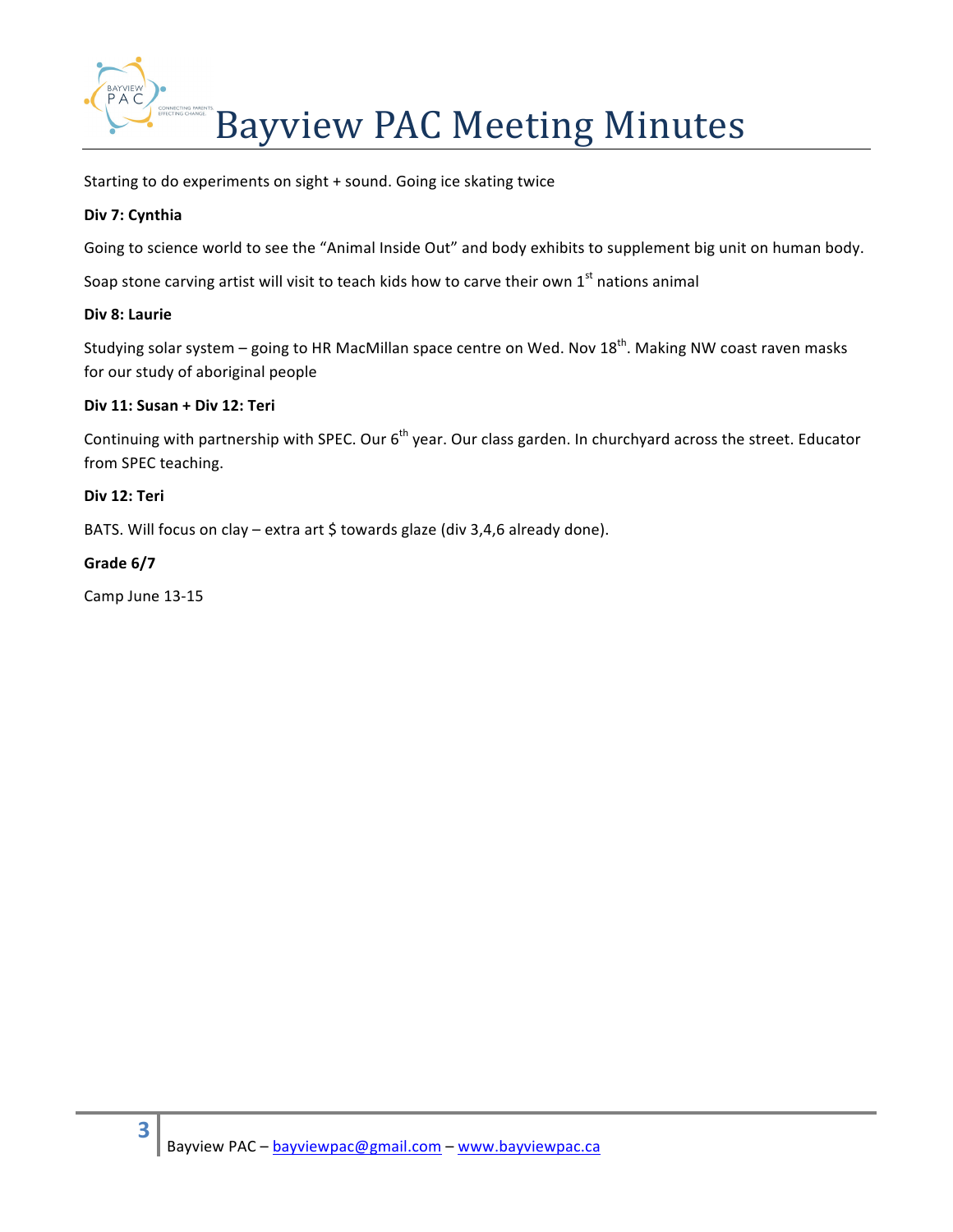Starting to do experiments on sight + sound. Going ice skating twice

**Div 7: Cynthia**

Going to science world to see the "Animal Inside Out" and body exhibits to supplement big unit on human body.

Soap stone carving artist will visit to teach kids how to carve their own 1st nations animal

**Div 8: Laurie**

Studying solar system – going to HR MacMillan space centre on Wed. Nov 18th. Making NW coast raven masks for our study of aboriginal people

**Div 11: Susan + Div 12: Teri**

Continuing with partnership with SPEC. Our 6th year. Our class garden. In churchyard across the street. Educator from SPEC teaching.

**Div 12: Teri**

BATS. Will focus on clay – extra art $ towards glaze (div 3,4,6 already done).

**Grade 6/7**

Camp June 13-15